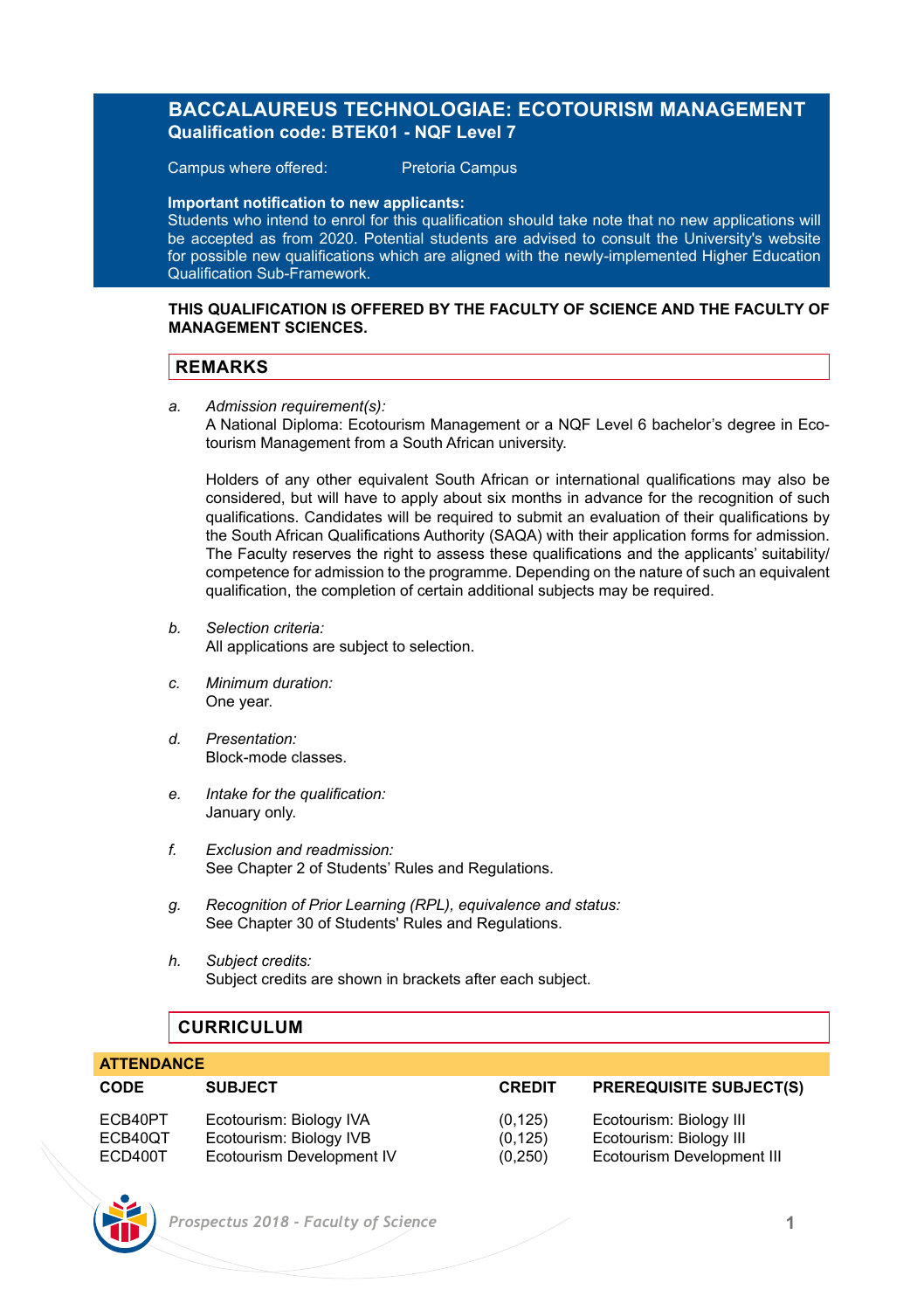# BACCALAUREUS TECHNOLOGIAE: ECOTOURISM MANAGEMENT

**Qualification code: BTEK01 - NQF Level 7**

Campus where offered: Pretoria Campus

**Important notification to new applicants:**
Students who intend to enrol for this qualification should take note that no new applications will be accepted as from 2020. Potential students are advised to consult the University's website for possible new qualifications which are aligned with the newly-implemented Higher Education Qualification Sub-Framework.

**THIS QUALIFICATION IS OFFERED BY THE FACULTY OF SCIENCE AND THE FACULTY OF MANAGEMENT SCIENCES.**

## REMARKS

a. *Admission requirement(s):*
A National Diploma: Ecotourism Management or a NQF Level 6 bachelor's degree in Ecotourism Management from a South African university.

Holders of any other equivalent South African or international qualifications may also be considered, but will have to apply about six months in advance for the recognition of such qualifications. Candidates will be required to submit an evaluation of their qualifications by the South African Qualifications Authority (SAQA) with their application forms for admission. The Faculty reserves the right to assess these qualifications and the applicants' suitability/competence for admission to the programme. Depending on the nature of such an equivalent qualification, the completion of certain additional subjects may be required.

b. *Selection criteria:*
All applications are subject to selection.

c. *Minimum duration:*
One year.

d. *Presentation:*
Block-mode classes.

e. *Intake for the qualification:*
January only.

f. *Exclusion and readmission:*
See Chapter 2 of Students' Rules and Regulations.

g. *Recognition of Prior Learning (RPL), equivalence and status:*
See Chapter 30 of Students' Rules and Regulations.

h. *Subject credits:*
Subject credits are shown in brackets after each subject.

## CURRICULUM

**ATTENDANCE**

| CODE | SUBJECT | CREDIT | PREREQUISITE SUBJECT(S) |
|---|---|---|---|
| ECB40PT | Ecotourism: Biology IVA | (0,125) | Ecotourism: Biology III |
| ECB40QT | Ecotourism: Biology IVB | (0,125) | Ecotourism: Biology III |
| ECD400T | Ecotourism Development IV | (0,250) | Ecotourism Development III |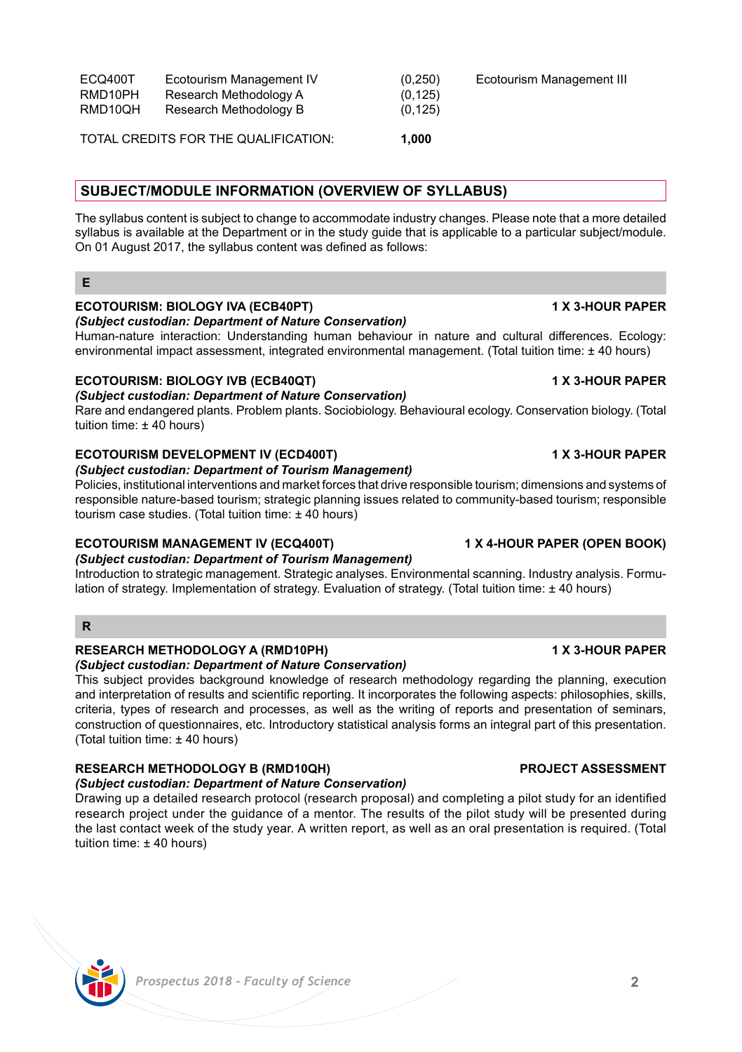| | | | |
|---|---|---|---|
| ECQ400T | Ecotourism Management IV | (0,250) | Ecotourism Management III |
| RMD10PH | Research Methodology A | (0,125) | |
| RMD10QH | Research Methodology B | (0,125) | |

TOTAL CREDITS FOR THE QUALIFICATION: **1,000**

## SUBJECT/MODULE INFORMATION (OVERVIEW OF SYLLABUS)

The syllabus content is subject to change to accommodate industry changes. Please note that a more detailed syllabus is available at the Department or in the study guide that is applicable to a particular subject/module. On 01 August 2017, the syllabus content was defined as follows:

### E

**ECOTOURISM: BIOLOGY IVA (ECB40PT)** **1 X 3-HOUR PAPER**
***(Subject custodian: Department of Nature Conservation)***
Human-nature interaction: Understanding human behaviour in nature and cultural differences. Ecology: environmental impact assessment, integrated environmental management. (Total tuition time: ± 40 hours)

**ECOTOURISM: BIOLOGY IVB (ECB40QT)** **1 X 3-HOUR PAPER**
***(Subject custodian: Department of Nature Conservation)***
Rare and endangered plants. Problem plants. Sociobiology. Behavioural ecology. Conservation biology. (Total tuition time: ± 40 hours)

**ECOTOURISM DEVELOPMENT IV (ECD400T)** **1 X 3-HOUR PAPER**
***(Subject custodian: Department of Tourism Management)***
Policies, institutional interventions and market forces that drive responsible tourism; dimensions and systems of responsible nature-based tourism; strategic planning issues related to community-based tourism; responsible tourism case studies. (Total tuition time: ± 40 hours)

**ECOTOURISM MANAGEMENT IV (ECQ400T)** **1 X 4-HOUR PAPER (OPEN BOOK)**
***(Subject custodian: Department of Tourism Management)***
Introduction to strategic management. Strategic analyses. Environmental scanning. Industry analysis. Formulation of strategy. Implementation of strategy. Evaluation of strategy. (Total tuition time: ± 40 hours)

### R

**RESEARCH METHODOLOGY A (RMD10PH)** **1 X 3-HOUR PAPER**
***(Subject custodian: Department of Nature Conservation)***
This subject provides background knowledge of research methodology regarding the planning, execution and interpretation of results and scientific reporting. It incorporates the following aspects: philosophies, skills, criteria, types of research and processes, as well as the writing of reports and presentation of seminars, construction of questionnaires, etc. Introductory statistical analysis forms an integral part of this presentation. (Total tuition time: ± 40 hours)

**RESEARCH METHODOLOGY B (RMD10QH)** **PROJECT ASSESSMENT**
***(Subject custodian: Department of Nature Conservation)***
Drawing up a detailed research protocol (research proposal) and completing a pilot study for an identified research project under the guidance of a mentor. The results of the pilot study will be presented during the last contact week of the study year. A written report, as well as an oral presentation is required. (Total tuition time: ± 40 hours)